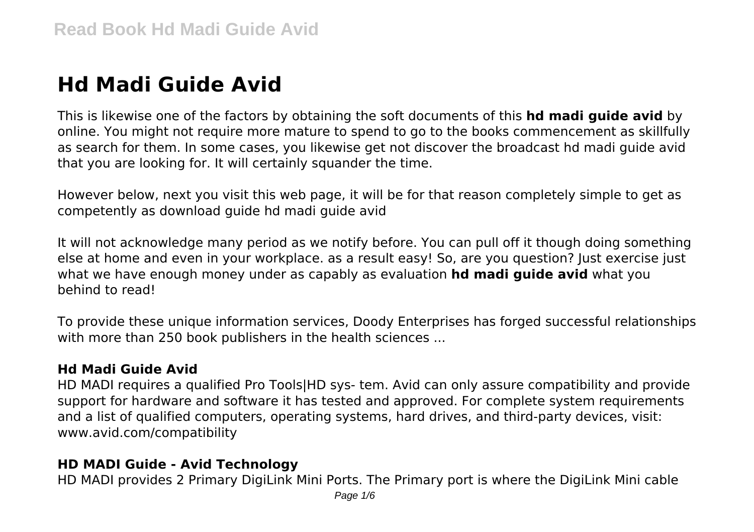# Hd Madi Guide Avid

This is likewise one of the factors by obtaining the soft documents of this **hd madi guide avid** by online. You might not require more mature to spend to go to the books commencement as skillfully as search for them. In some cases, you likewise get not discover the broadcast hd madi guide avid that you are looking for. It will certainly squander the time.

However below, next you visit this web page, it will be for that reason completely simple to get as competently as download guide hd madi guide avid

It will not acknowledge many period as we notify before. You can pull off it though doing something else at home and even in your workplace. as a result easy! So, are you question? Just exercise just what we have enough money under as capably as evaluation **hd madi guide avid** what you behind to read!

To provide these unique information services, Doody Enterprises has forged successful relationships with more than 250 book publishers in the health sciences ...

### Hd Madi Guide Avid

HD MADI requires a qualified Pro Tools|HD sys- tem. Avid can only assure compatibility and provide support for hardware and software it has tested and approved. For complete system requirements and a list of qualified computers, operating systems, hard drives, and third-party devices, visit: www.avid.com/compatibility

### HD MADI Guide - Avid Technology

HD MADI provides 2 Primary DigiLink Mini Ports. The Primary port is where the DigiLink Mini cable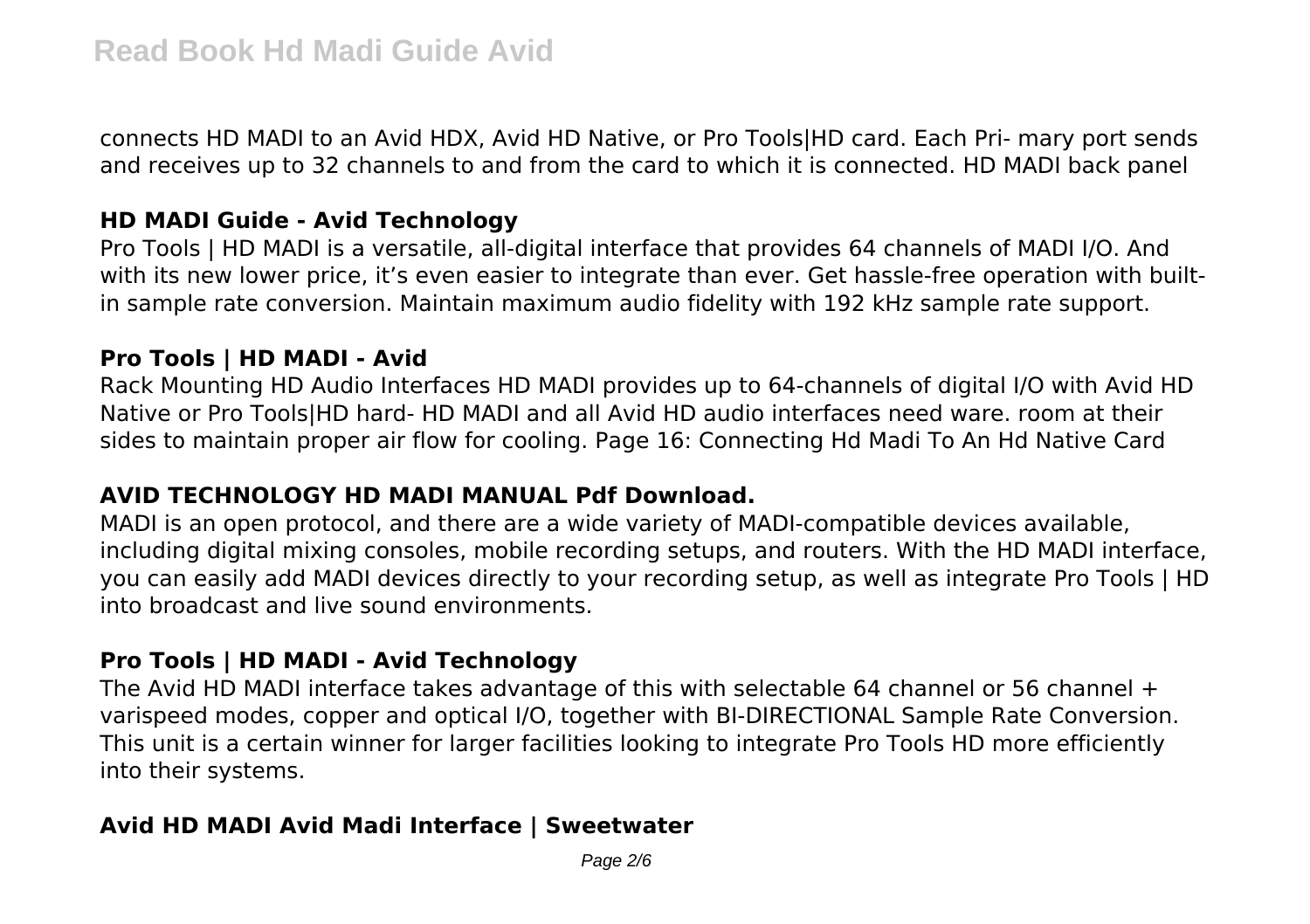connects HD MADI to an Avid HDX, Avid HD Native, or Pro Tools|HD card. Each Pri- mary port sends and receives up to 32 channels to and from the card to which it is connected. HD MADI back panel

### HD MADI Guide - Avid Technology

Pro Tools | HD MADI is a versatile, all-digital interface that provides 64 channels of MADI I/O. And with its new lower price, it's even easier to integrate than ever. Get hassle-free operation with built-in sample rate conversion. Maintain maximum audio fidelity with 192 kHz sample rate support.

### Pro Tools | HD MADI - Avid

Rack Mounting HD Audio Interfaces HD MADI provides up to 64-channels of digital I/O with Avid HD Native or Pro Tools|HD hard- HD MADI and all Avid HD audio interfaces need ware. room at their sides to maintain proper air flow for cooling. Page 16: Connecting Hd Madi To An Hd Native Card

### AVID TECHNOLOGY HD MADI MANUAL Pdf Download.

MADI is an open protocol, and there are a wide variety of MADI-compatible devices available, including digital mixing consoles, mobile recording setups, and routers. With the HD MADI interface, you can easily add MADI devices directly to your recording setup, as well as integrate Pro Tools | HD into broadcast and live sound environments.

### Pro Tools | HD MADI - Avid Technology

The Avid HD MADI interface takes advantage of this with selectable 64 channel or 56 channel + varispeed modes, copper and optical I/O, together with BI-DIRECTIONAL Sample Rate Conversion. This unit is a certain winner for larger facilities looking to integrate Pro Tools HD more efficiently into their systems.

### Avid HD MADI Avid Madi Interface | Sweetwater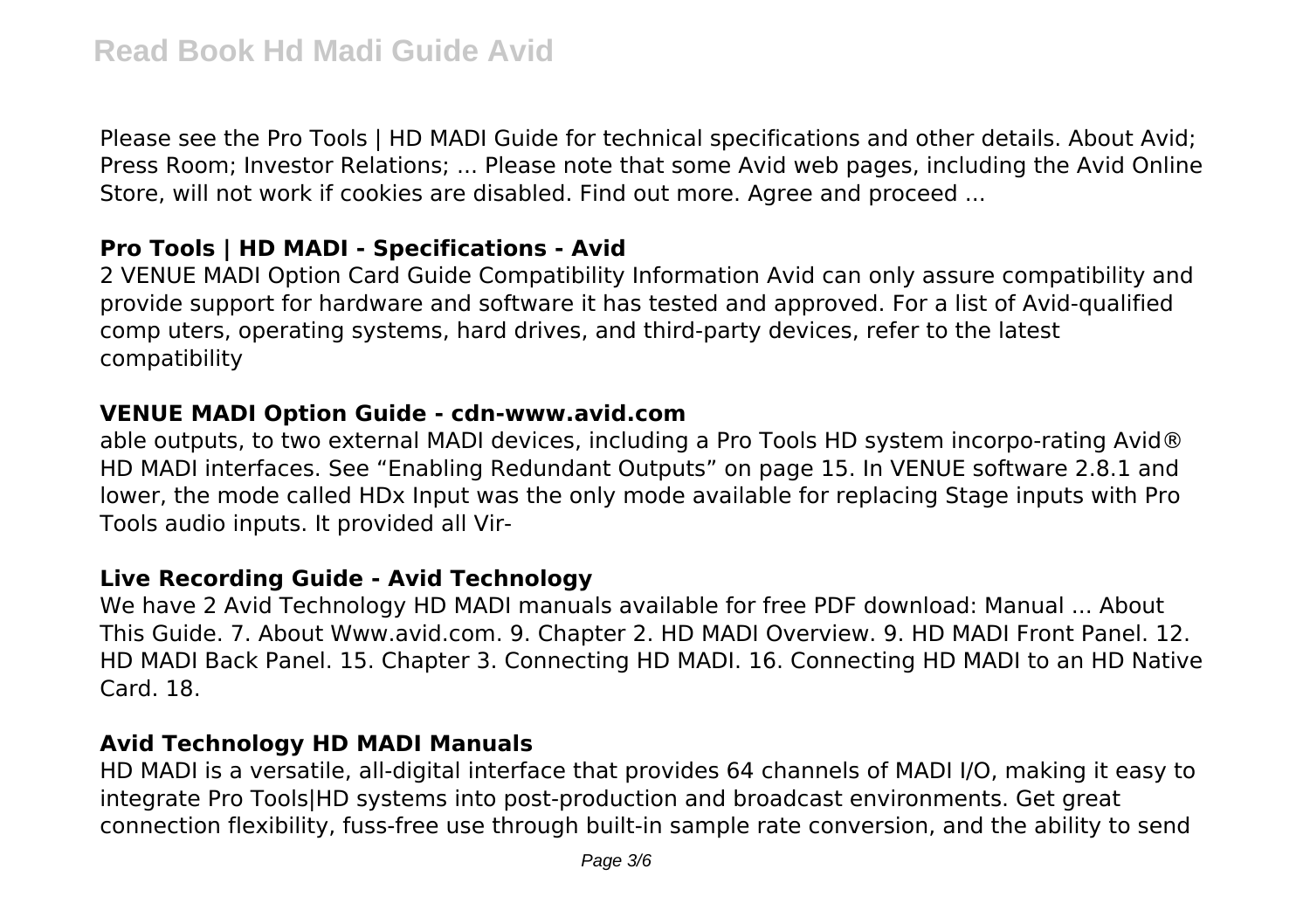Please see the Pro Tools | HD MADI Guide for technical specifications and other details. About Avid; Press Room; Investor Relations; ... Please note that some Avid web pages, including the Avid Online Store, will not work if cookies are disabled. Find out more. Agree and proceed ...

### Pro Tools | HD MADI - Specifications - Avid

2 VENUE MADI Option Card Guide Compatibility Information Avid can only assure compatibility and provide support for hardware and software it has tested and approved. For a list of Avid-qualified comp uters, operating systems, hard drives, and third-party devices, refer to the latest compatibility

### VENUE MADI Option Guide - cdn-www.avid.com

able outputs, to two external MADI devices, including a Pro Tools HD system incorpo-rating Avid® HD MADI interfaces. See "Enabling Redundant Outputs" on page 15. In VENUE software 2.8.1 and lower, the mode called HDx Input was the only mode available for replacing Stage inputs with Pro Tools audio inputs. It provided all Vir-

### Live Recording Guide - Avid Technology

We have 2 Avid Technology HD MADI manuals available for free PDF download: Manual ... About This Guide. 7. About Www.avid.com. 9. Chapter 2. HD MADI Overview. 9. HD MADI Front Panel. 12. HD MADI Back Panel. 15. Chapter 3. Connecting HD MADI. 16. Connecting HD MADI to an HD Native Card. 18.

### Avid Technology HD MADI Manuals

HD MADI is a versatile, all-digital interface that provides 64 channels of MADI I/O, making it easy to integrate Pro Tools|HD systems into post-production and broadcast environments. Get great connection flexibility, fuss-free use through built-in sample rate conversion, and the ability to send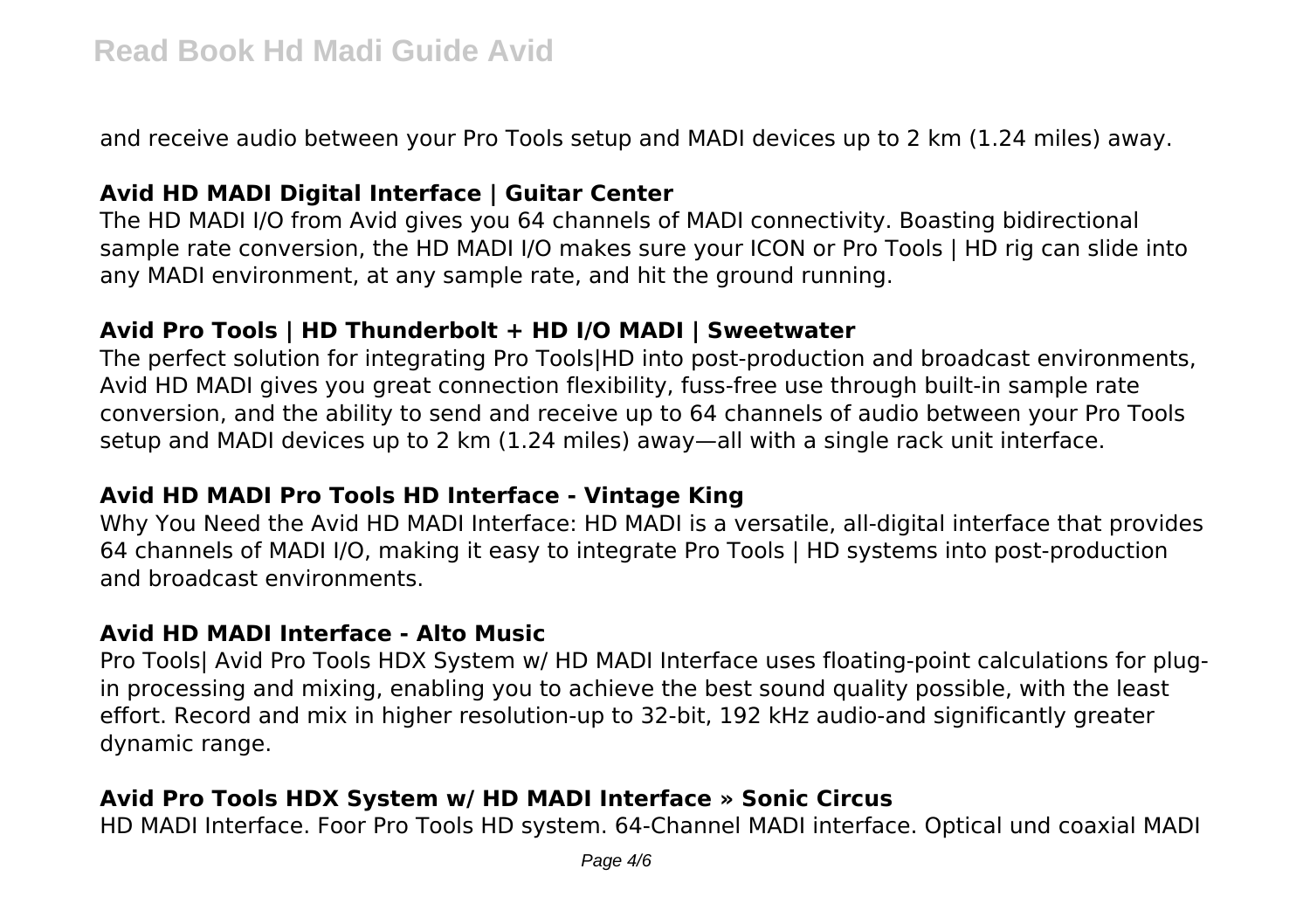and receive audio between your Pro Tools setup and MADI devices up to 2 km (1.24 miles) away.

### Avid HD MADI Digital Interface | Guitar Center

The HD MADI I/O from Avid gives you 64 channels of MADI connectivity. Boasting bidirectional sample rate conversion, the HD MADI I/O makes sure your ICON or Pro Tools | HD rig can slide into any MADI environment, at any sample rate, and hit the ground running.

### Avid Pro Tools | HD Thunderbolt + HD I/O MADI | Sweetwater

The perfect solution for integrating Pro Tools|HD into post-production and broadcast environments, Avid HD MADI gives you great connection flexibility, fuss-free use through built-in sample rate conversion, and the ability to send and receive up to 64 channels of audio between your Pro Tools setup and MADI devices up to 2 km (1.24 miles) away—all with a single rack unit interface.

### Avid HD MADI Pro Tools HD Interface - Vintage King

Why You Need the Avid HD MADI Interface: HD MADI is a versatile, all-digital interface that provides 64 channels of MADI I/O, making it easy to integrate Pro Tools | HD systems into post-production and broadcast environments.

### Avid HD MADI Interface - Alto Music

Pro Tools| Avid Pro Tools HDX System w/ HD MADI Interface uses floating-point calculations for plug-in processing and mixing, enabling you to achieve the best sound quality possible, with the least effort. Record and mix in higher resolution-up to 32-bit, 192 kHz audio-and significantly greater dynamic range.

### Avid Pro Tools HDX System w/ HD MADI Interface » Sonic Circus

HD MADI Interface. Foor Pro Tools HD system. 64-Channel MADI interface. Optical und coaxial MADI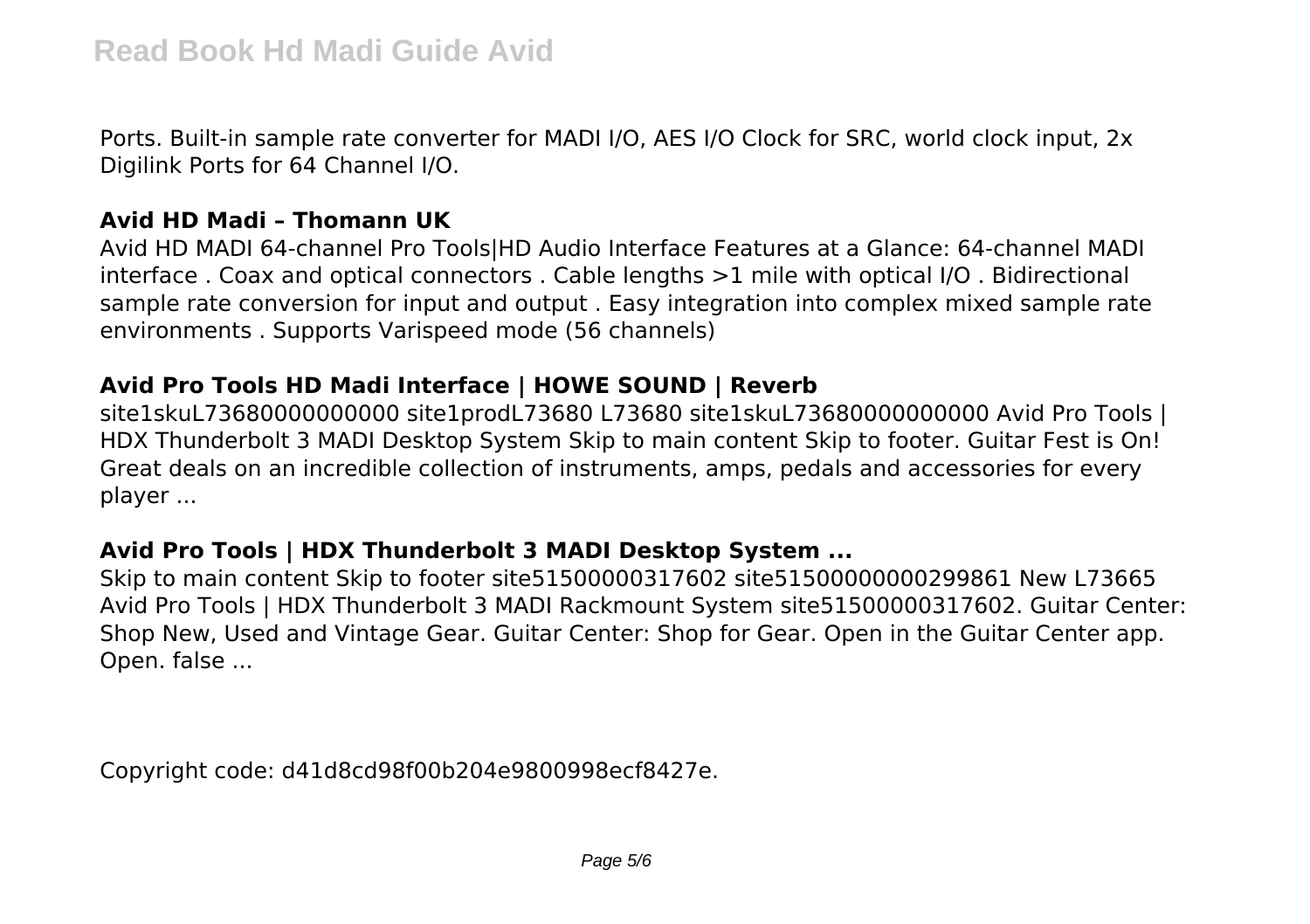Ports. Built-in sample rate converter for MADI I/O, AES I/O Clock for SRC, world clock input, 2x Digilink Ports for 64 Channel I/O.

### Avid HD Madi – Thomann UK

Avid HD MADI 64-channel Pro Tools|HD Audio Interface Features at a Glance: 64-channel MADI interface . Coax and optical connectors . Cable lengths >1 mile with optical I/O . Bidirectional sample rate conversion for input and output . Easy integration into complex mixed sample rate environments . Supports Varispeed mode (56 channels)

### Avid Pro Tools HD Madi Interface | HOWE SOUND | Reverb

site1skuL73680000000000 site1prodL73680 L73680 site1skuL73680000000000 Avid Pro Tools | HDX Thunderbolt 3 MADI Desktop System Skip to main content Skip to footer. Guitar Fest is On! Great deals on an incredible collection of instruments, amps, pedals and accessories for every player ...

### Avid Pro Tools | HDX Thunderbolt 3 MADI Desktop System ...

Skip to main content Skip to footer site51500000317602 site51500000000299861 New L73665 Avid Pro Tools | HDX Thunderbolt 3 MADI Rackmount System site51500000317602. Guitar Center: Shop New, Used and Vintage Gear. Guitar Center: Shop for Gear. Open in the Guitar Center app. Open. false ...

Copyright code: d41d8cd98f00b204e9800998ecf8427e.